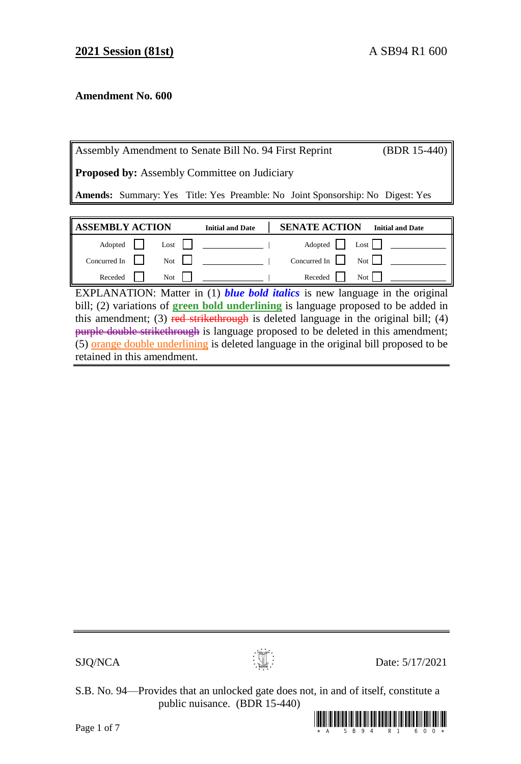**2021 Session (81st)** A SB94 R1 600

**Amendment No. 600**

| Assembly Amendment to Senate Bill No. 94 First Reprint | (BDR 15-440) |
|---|---|
| **Proposed by:** Assembly Committee on Judiciary | |
| **Amends:** Summary: Yes Title: Yes Preamble: No Joint Sponsorship: No Digest: Yes | |

| ASSEMBLY ACTION | | | | Initial and Date | SENATE ACTION | | | | Initial and Date |
|---|---|---|---|---|---|---|---|---|---|
| Adopted | ☐ | Lost | ☐ | | Adopted | ☐ | Lost | ☐ | |
| Concurred In | ☐ | Not | ☐ | | Concurred In | ☐ | Not | ☐ | |
| Receded | ☐ | Not | ☐ | | Receded | ☐ | Not | ☐ | |

EXPLANATION: Matter in (1) ***blue bold italics*** is new language in the original bill; (2) variations of **green bold underlining** is language proposed to be added in this amendment; (3) ~~red strikethrough~~ is deleted language in the original bill; (4) ~~purple double strikethrough~~ is language proposed to be deleted in this amendment; (5) orange double underlining is deleted language in the original bill proposed to be retained in this amendment.

SJQ/NCA Date: 5/17/2021

S.B. No. 94—Provides that an unlocked gate does not, in and of itself, constitute a public nuisance. (BDR 15-440)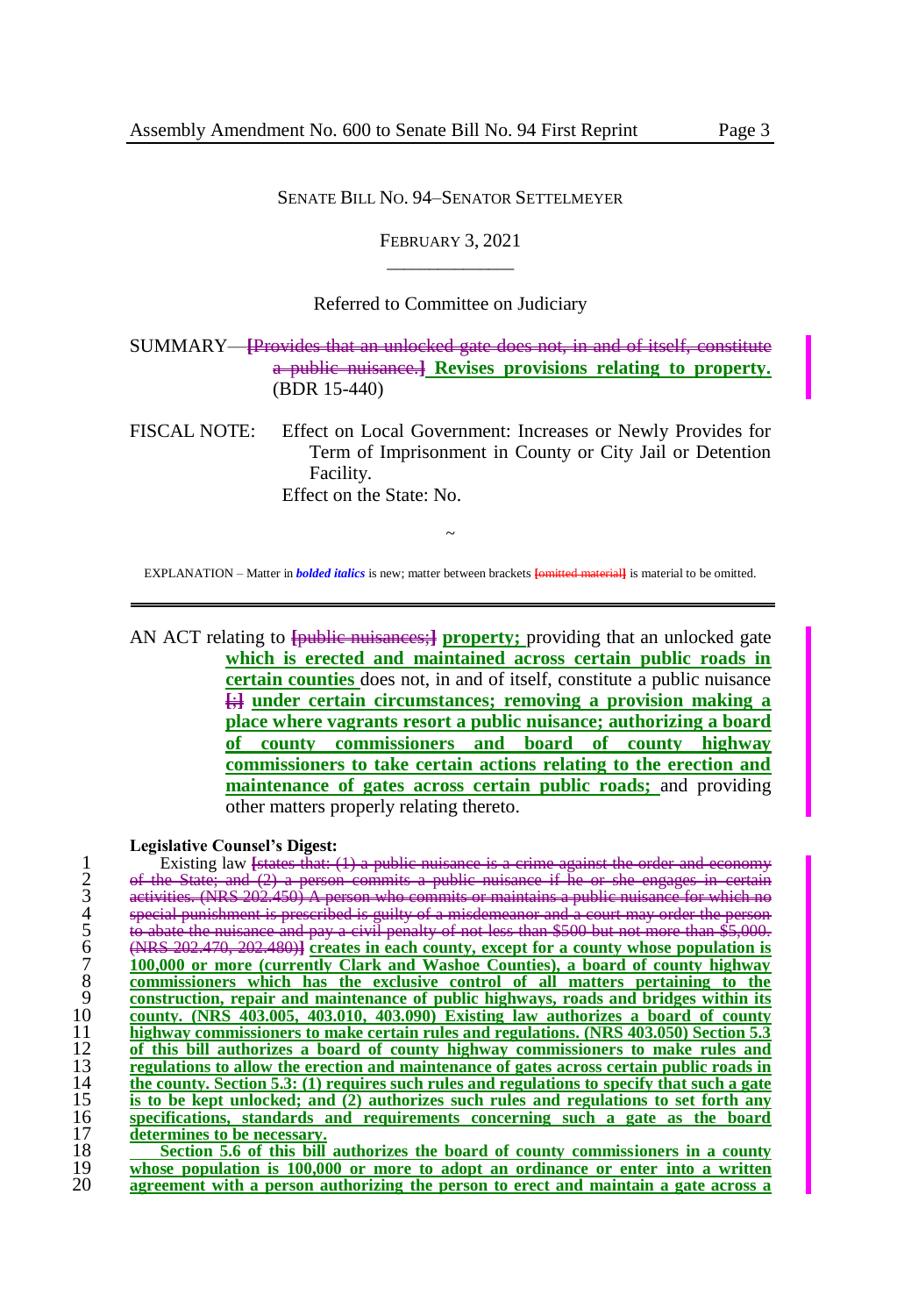SENATE BILL NO. 94–SENATOR SETTELMEYER

FEBRUARY 3, 2021

Referred to Committee on Judiciary

SUMMARY—[Provides that an unlocked gate does not, in and of itself, constitute a public nuisance.] **Revises provisions relating to property.** (BDR 15-440)

FISCAL NOTE: Effect on Local Government: Increases or Newly Provides for Term of Imprisonment in County or City Jail or Detention Facility.
Effect on the State: No.

~

EXPLANATION – Matter in ***bolded italics*** is new; matter between brackets [omitted material] is material to be omitted.

---

AN ACT relating to [public nuisances;] **property;** providing that an unlocked gate **which is erected and maintained across certain public roads in certain counties** does not, in and of itself, constitute a public nuisance [;] **under certain circumstances; removing a provision making a place where vagrants resort a public nuisance; authorizing a board of county commissioners and board of county highway commissioners to take certain actions relating to the erection and maintenance of gates across certain public roads;** and providing other matters properly relating thereto.

**Legislative Counsel's Digest:**

1 Existing law [states that: (1) a public nuisance is a crime against the order and economy
2 of the State; and (2) a person commits a public nuisance if he or she engages in certain
3 activities. (NRS 202.450) A person who commits or maintains a public nuisance for which no
4 special punishment is prescribed is guilty of a misdemeanor and a court may order the person
5 to abate the nuisance and pay a civil penalty of not less than $500 but not more than $5,000.
6 (NRS 202.470, 202.480)] **creates in each county, except for a county whose population is**
7 **100,000 or more (currently Clark and Washoe Counties), a board of county highway**
8 **commissioners which has the exclusive control of all matters pertaining to the**
9 **construction, repair and maintenance of public highways, roads and bridges within its**
10 **county. (NRS 403.005, 403.010, 403.090) Existing law authorizes a board of county**
11 **highway commissioners to make certain rules and regulations. (NRS 403.050) Section 5.3**
12 **of this bill authorizes a board of county highway commissioners to make rules and**
13 **regulations to allow the erection and maintenance of gates across certain public roads in**
14 **the county. Section 5.3: (1) requires such rules and regulations to specify that such a gate**
15 **is to be kept unlocked; and (2) authorizes such rules and regulations to set forth any**
16 **specifications, standards and requirements concerning such a gate as the board**
17 **determines to be necessary.**
18 **Section 5.6 of this bill authorizes the board of county commissioners in a county**
19 **whose population is 100,000 or more to adopt an ordinance or enter into a written**
20 **agreement with a person authorizing the person to erect and maintain a gate across a**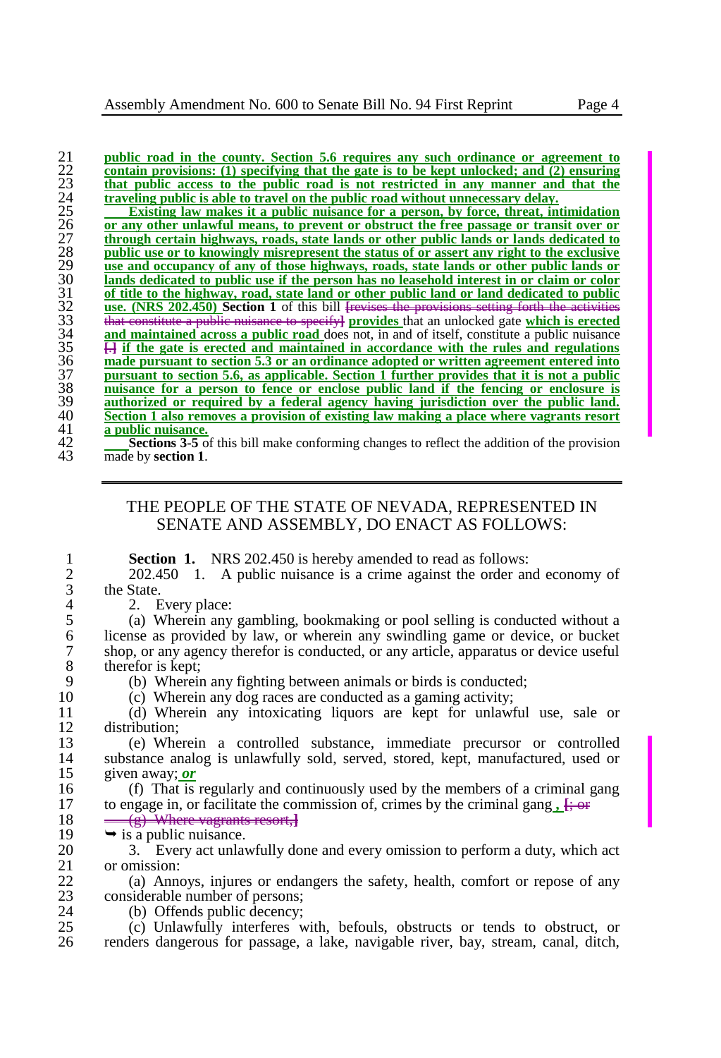public road in the county. Section 5.6 requires any such ordinance or agreement to contain provisions: (1) specifying that the gate is to be kept unlocked; and (2) ensuring that public access to the public road is not restricted in any manner and that the traveling public is able to travel on the public road without unnecessary delay.

Existing law makes it a public nuisance for a person, by force, threat, intimidation or any other unlawful means, to prevent or obstruct the free passage or transit over or through certain highways, roads, state lands or other public lands or lands dedicated to public use or to knowingly misrepresent the status of or assert any right to the exclusive use and occupancy of any of those highways, roads, state lands or other public lands or lands dedicated to public use if the person has no leasehold interest in or claim or color of title to the highway, road, state land or other public land or land dedicated to public use. (NRS 202.450) **Section 1** of this bill [revises the provisions setting forth the activities that constitute a public nuisance to specify] provides that an unlocked gate which is erected and maintained across a public road does not, in and of itself, constitute a public nuisance [.] if the gate is erected and maintained in accordance with the rules and regulations made pursuant to section 5.3 or an ordinance adopted or written agreement entered into pursuant to section 5.6, as applicable. Section 1 further provides that it is not a public nuisance for a person to fence or enclose public land if the fencing or enclosure is authorized or required by a federal agency having jurisdiction over the public land. Section 1 also removes a provision of existing law making a place where vagrants resort a public nuisance.

**Sections 3-5** of this bill make conforming changes to reflect the addition of the provision made by **section 1**.

THE PEOPLE OF THE STATE OF NEVADA, REPRESENTED IN SENATE AND ASSEMBLY, DO ENACT AS FOLLOWS:

**Section 1.** NRS 202.450 is hereby amended to read as follows:

202.450 1. A public nuisance is a crime against the order and economy of the State.

2. Every place:

(a) Wherein any gambling, bookmaking or pool selling is conducted without a license as provided by law, or wherein any swindling game or device, or bucket shop, or any agency therefor is conducted, or any article, apparatus or device useful therefor is kept;

(b) Wherein any fighting between animals or birds is conducted;

(c) Wherein any dog races are conducted as a gaming activity;

(d) Wherein any intoxicating liquors are kept for unlawful use, sale or distribution;

(e) Wherein a controlled substance, immediate precursor or controlled substance analog is unlawfully sold, served, stored, kept, manufactured, used or given away; *or*

(f) That is regularly and continuously used by the members of a criminal gang to engage in, or facilitate the commission of, crimes by the criminal gang *,* [; or

(g) Where vagrants resort,]

➥ is a public nuisance.

3. Every act unlawfully done and every omission to perform a duty, which act or omission:

(a) Annoys, injures or endangers the safety, health, comfort or repose of any considerable number of persons;

(b) Offends public decency;

(c) Unlawfully interferes with, befouls, obstructs or tends to obstruct, or renders dangerous for passage, a lake, navigable river, bay, stream, canal, ditch,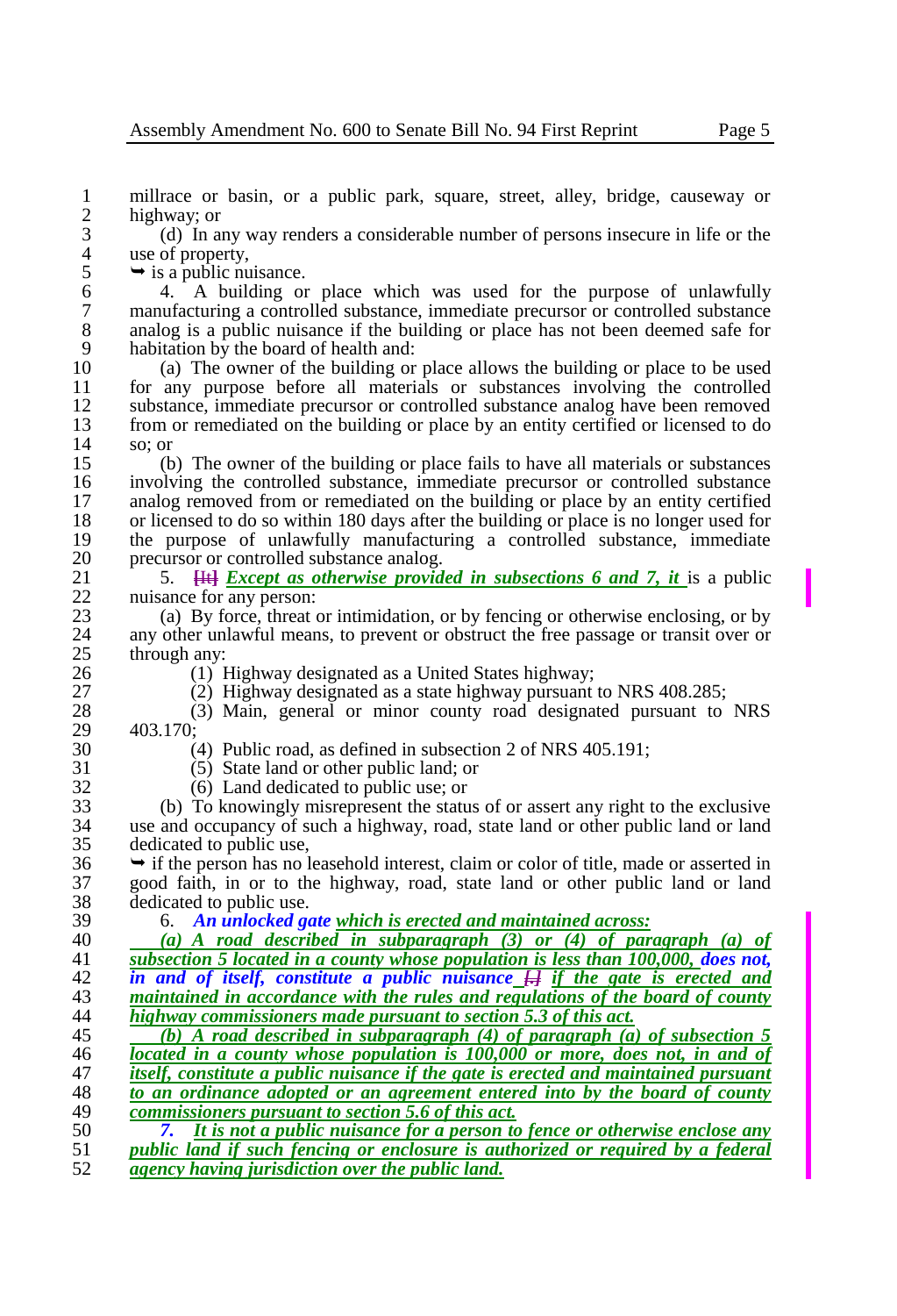millrace or basin, or a public park, square, street, alley, bridge, causeway or highway; or

(d) In any way renders a considerable number of persons insecure in life or the use of property,

➥ is a public nuisance.

4. A building or place which was used for the purpose of unlawfully manufacturing a controlled substance, immediate precursor or controlled substance analog is a public nuisance if the building or place has not been deemed safe for habitation by the board of health and:

(a) The owner of the building or place allows the building or place to be used for any purpose before all materials or substances involving the controlled substance, immediate precursor or controlled substance analog have been removed from or remediated on the building or place by an entity certified or licensed to do so; or

(b) The owner of the building or place fails to have all materials or substances involving the controlled substance, immediate precursor or controlled substance analog removed from or remediated on the building or place by an entity certified or licensed to do so within 180 days after the building or place is no longer used for the purpose of unlawfully manufacturing a controlled substance, immediate precursor or controlled substance analog.

5. ~~[It]~~ ***Except as otherwise provided in subsections 6 and 7, it*** is a public nuisance for any person:

(a) By force, threat or intimidation, or by fencing or otherwise enclosing, or by any other unlawful means, to prevent or obstruct the free passage or transit over or through any:

(1) Highway designated as a United States highway;

(2) Highway designated as a state highway pursuant to NRS 408.285;

(3) Main, general or minor county road designated pursuant to NRS 403.170;

(4) Public road, as defined in subsection 2 of NRS 405.191;

(5) State land or other public land; or

(6) Land dedicated to public use; or

(b) To knowingly misrepresent the status of or assert any right to the exclusive use and occupancy of such a highway, road, state land or other public land or land dedicated to public use,

➥ if the person has no leasehold interest, claim or color of title, made or asserted in good faith, in or to the highway, road, state land or other public land or land dedicated to public use.

6. ***An unlocked gate which is erected and maintained across:***

***(a) A road described in subparagraph (3) or (4) of paragraph (a) of subsection 5 located in a county whose population is less than 100,000, does not, in and of itself, constitute a public nuisance ~~[.]~~ if the gate is erected and maintained in accordance with the rules and regulations of the board of county highway commissioners made pursuant to section 5.3 of this act.***

***(b) A road described in subparagraph (4) of paragraph (a) of subsection 5 located in a county whose population is 100,000 or more, does not, in and of itself, constitute a public nuisance if the gate is erected and maintained pursuant to an ordinance adopted or an agreement entered into by the board of county commissioners pursuant to section 5.6 of this act.***

***7. It is not a public nuisance for a person to fence or otherwise enclose any public land if such fencing or enclosure is authorized or required by a federal agency having jurisdiction over the public land.***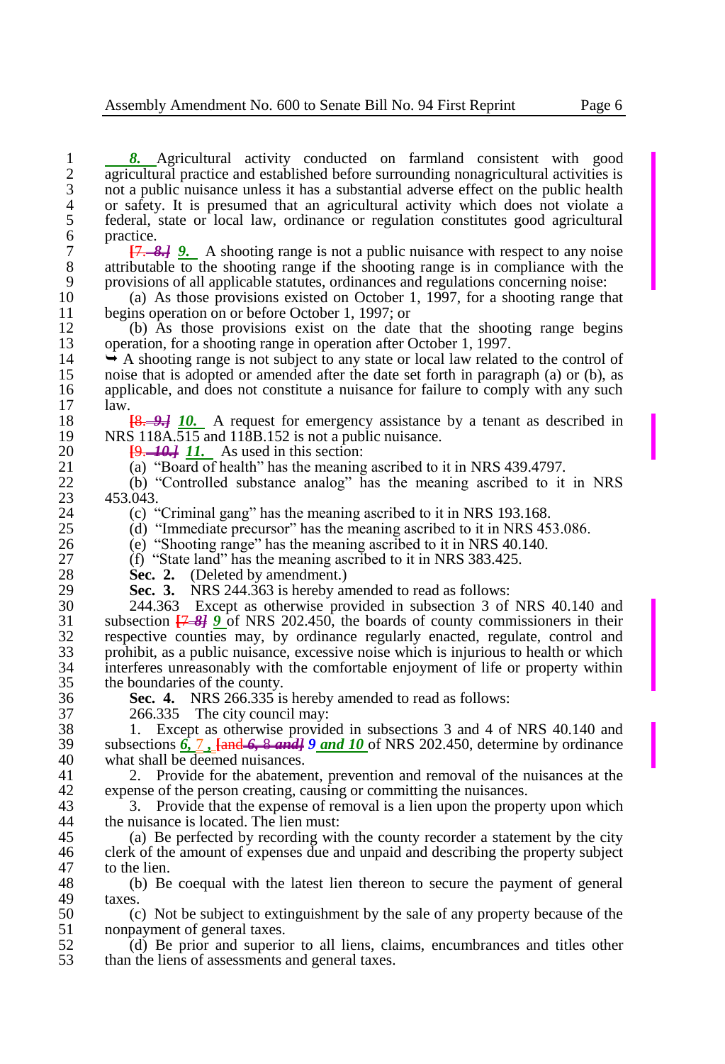*8.* Agricultural activity conducted on farmland consistent with good agricultural practice and established before surrounding nonagricultural activities is not a public nuisance unless it has a substantial adverse effect on the public health or safety. It is presumed that an agricultural activity which does not violate a federal, state or local law, ordinance or regulation constitutes good agricultural practice.

[7. *8.*] *9.* A shooting range is not a public nuisance with respect to any noise attributable to the shooting range if the shooting range is in compliance with the provisions of all applicable statutes, ordinances and regulations concerning noise:

(a) As those provisions existed on October 1, 1997, for a shooting range that begins operation on or before October 1, 1997; or

(b) As those provisions exist on the date that the shooting range begins operation, for a shooting range in operation after October 1, 1997.

➥ A shooting range is not subject to any state or local law related to the control of noise that is adopted or amended after the date set forth in paragraph (a) or (b), as applicable, and does not constitute a nuisance for failure to comply with any such law.

[8. *9.*] *10.* A request for emergency assistance by a tenant as described in NRS 118A.515 and 118B.152 is not a public nuisance.

[9. *10.*] *11.* As used in this section:

(a) "Board of health" has the meaning ascribed to it in NRS 439.4797.

(b) "Controlled substance analog" has the meaning ascribed to it in NRS 453.043.

(c) "Criminal gang" has the meaning ascribed to it in NRS 193.168.

(d) "Immediate precursor" has the meaning ascribed to it in NRS 453.086.

(e) "Shooting range" has the meaning ascribed to it in NRS 40.140.

(f) "State land" has the meaning ascribed to it in NRS 383.425.

**Sec. 2.** (Deleted by amendment.)

**Sec. 3.** NRS 244.363 is hereby amended to read as follows:

244.363 Except as otherwise provided in subsection 3 of NRS 40.140 and subsection [*7*] *8*] *9* of NRS 202.450, the boards of county commissioners in their respective counties may, by ordinance regularly enacted, regulate, control and prohibit, as a public nuisance, excessive noise which is injurious to health or which interferes unreasonably with the comfortable enjoyment of life or property within the boundaries of the county.

**Sec. 4.** NRS 266.335 is hereby amended to read as follows:

266.335 The city council may:

1. Except as otherwise provided in subsections 3 and 4 of NRS 40.140 and subsections *6,* 7 *,* [and *6,* 8 *and*] *9 and 10* of NRS 202.450, determine by ordinance what shall be deemed nuisances.

2. Provide for the abatement, prevention and removal of the nuisances at the expense of the person creating, causing or committing the nuisances.

3. Provide that the expense of removal is a lien upon the property upon which the nuisance is located. The lien must:

(a) Be perfected by recording with the county recorder a statement by the city clerk of the amount of expenses due and unpaid and describing the property subject to the lien.

(b) Be coequal with the latest lien thereon to secure the payment of general taxes.

(c) Not be subject to extinguishment by the sale of any property because of the nonpayment of general taxes.

(d) Be prior and superior to all liens, claims, encumbrances and titles other than the liens of assessments and general taxes.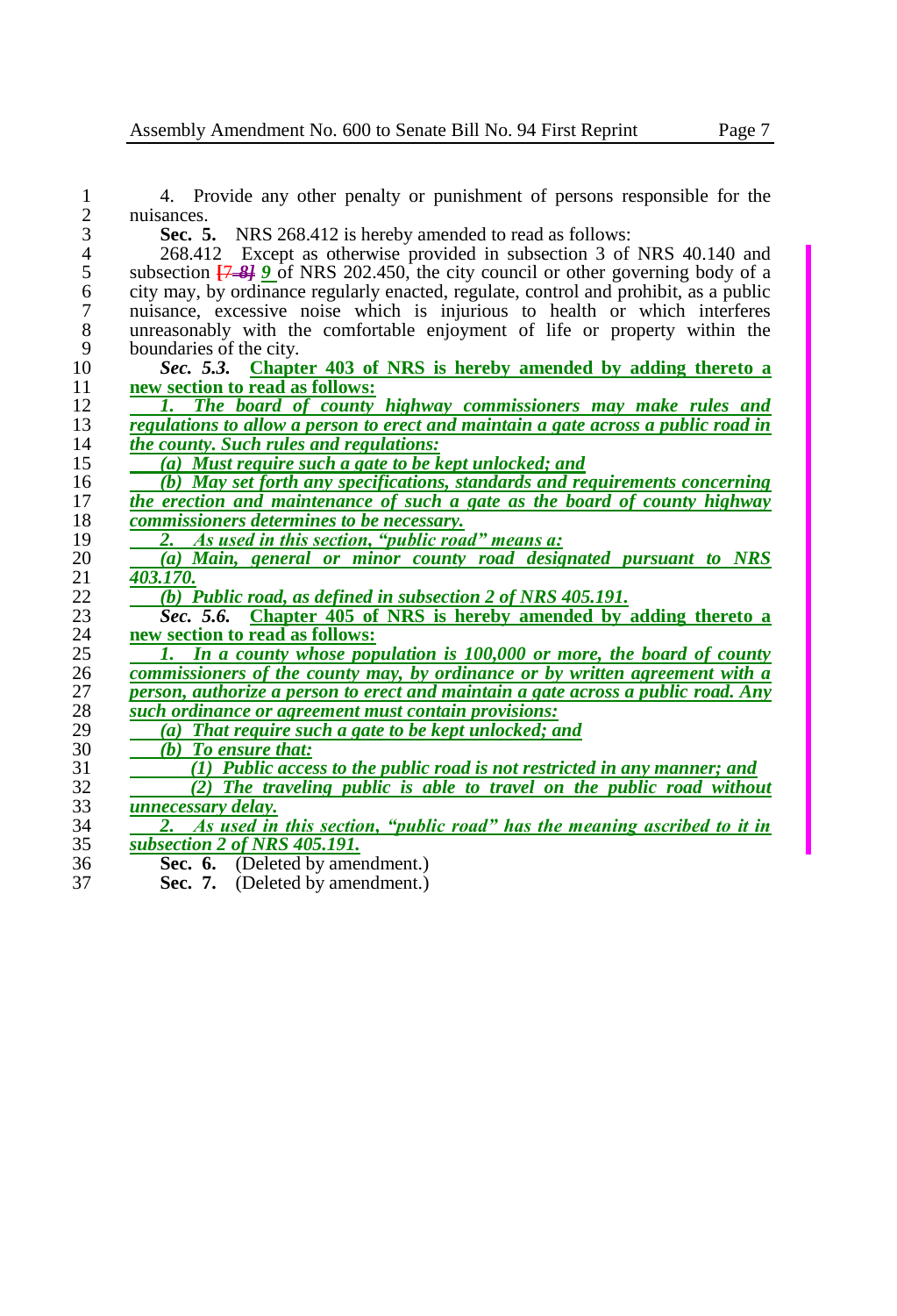4. Provide any other penalty or punishment of persons responsible for the nuisances.

**Sec. 5.** NRS 268.412 is hereby amended to read as follows:

268.412 Except as otherwise provided in subsection 3 of NRS 40.140 and subsection [7 8] ***9*** of NRS 202.450, the city council or other governing body of a city may, by ordinance regularly enacted, regulate, control and prohibit, as a public nuisance, excessive noise which is injurious to health or which interferes unreasonably with the comfortable enjoyment of life or property within the boundaries of the city.

***Sec. 5.3.*** Chapter 403 of NRS is hereby amended by adding thereto a new section to read as follows:

***1. The board of county highway commissioners may make rules and regulations to allow a person to erect and maintain a gate across a public road in the county. Such rules and regulations:***

***(a) Must require such a gate to be kept unlocked; and***

***(b) May set forth any specifications, standards and requirements concerning the erection and maintenance of such a gate as the board of county highway commissioners determines to be necessary.***

***2. As used in this section, "public road" means a:***

***(a) Main, general or minor county road designated pursuant to NRS 403.170.***

***(b) Public road, as defined in subsection 2 of NRS 405.191.***

***Sec. 5.6.*** Chapter 405 of NRS is hereby amended by adding thereto a new section to read as follows:

***1. In a county whose population is 100,000 or more, the board of county commissioners of the county may, by ordinance or by written agreement with a person, authorize a person to erect and maintain a gate across a public road. Any such ordinance or agreement must contain provisions:***

***(a) That require such a gate to be kept unlocked; and***

***(b) To ensure that:***

***(1) Public access to the public road is not restricted in any manner; and***

***(2) The traveling public is able to travel on the public road without unnecessary delay.***

***2. As used in this section, "public road" has the meaning ascribed to it in subsection 2 of NRS 405.191.***

**Sec. 6.** (Deleted by amendment.)

**Sec. 7.** (Deleted by amendment.)